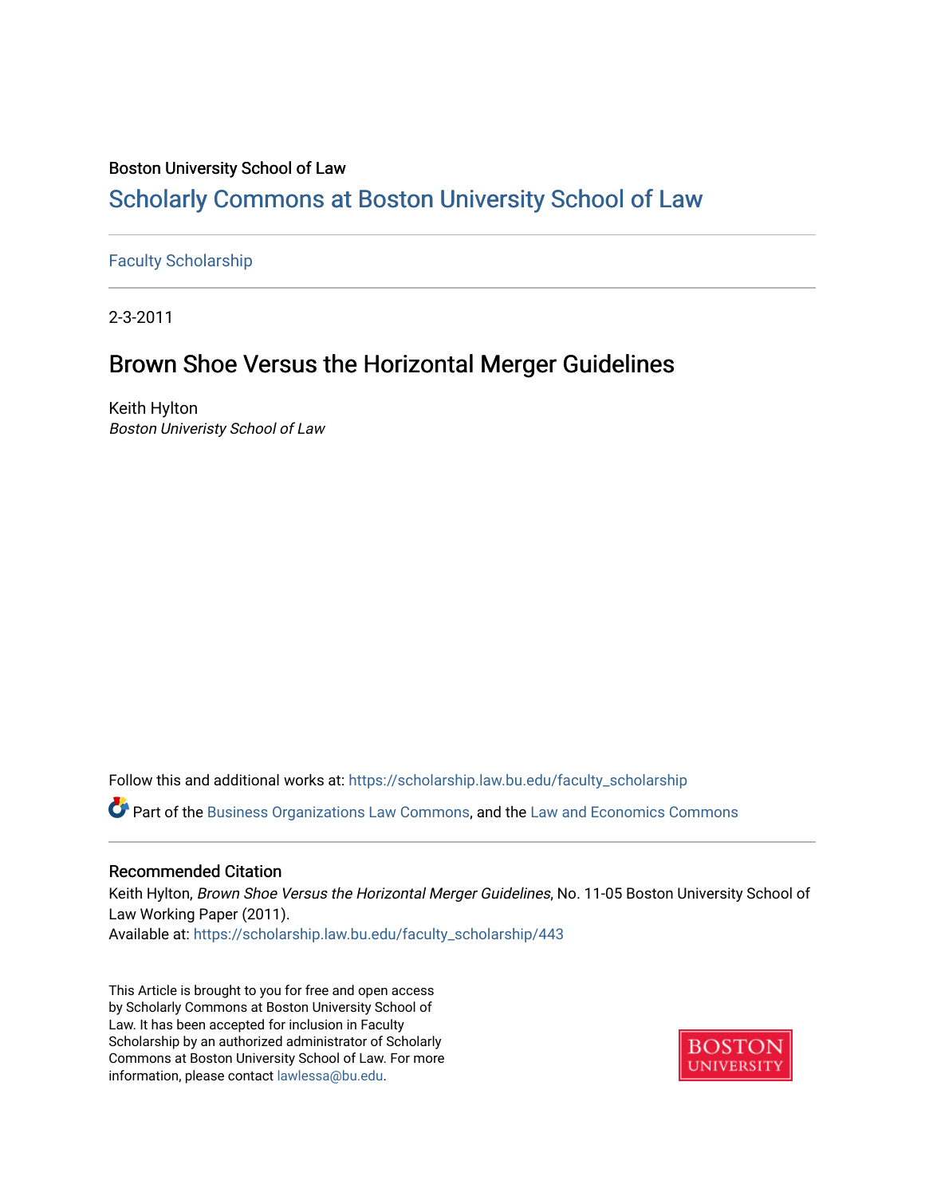Boston University School of Law

# Scholarly Commons at Boston University School of Law

Faculty Scholarship

2-3-2011

## Brown Shoe Versus the Horizontal Merger Guidelines

Keith Hylton
*Boston Univeristy School of Law*

Follow this and additional works at: https://scholarship.law.bu.edu/faculty_scholarship

Part of the Business Organizations Law Commons, and the Law and Economics Commons

### Recommended Citation

Keith Hylton, *Brown Shoe Versus the Horizontal Merger Guidelines*, No. 11-05 Boston University School of Law Working Paper (2011).
Available at: https://scholarship.law.bu.edu/faculty_scholarship/443

This Article is brought to you for free and open access by Scholarly Commons at Boston University School of Law. It has been accepted for inclusion in Faculty Scholarship by an authorized administrator of Scholarly Commons at Boston University School of Law. For more information, please contact lawlessa@bu.edu.

BOSTON UNIVERSITY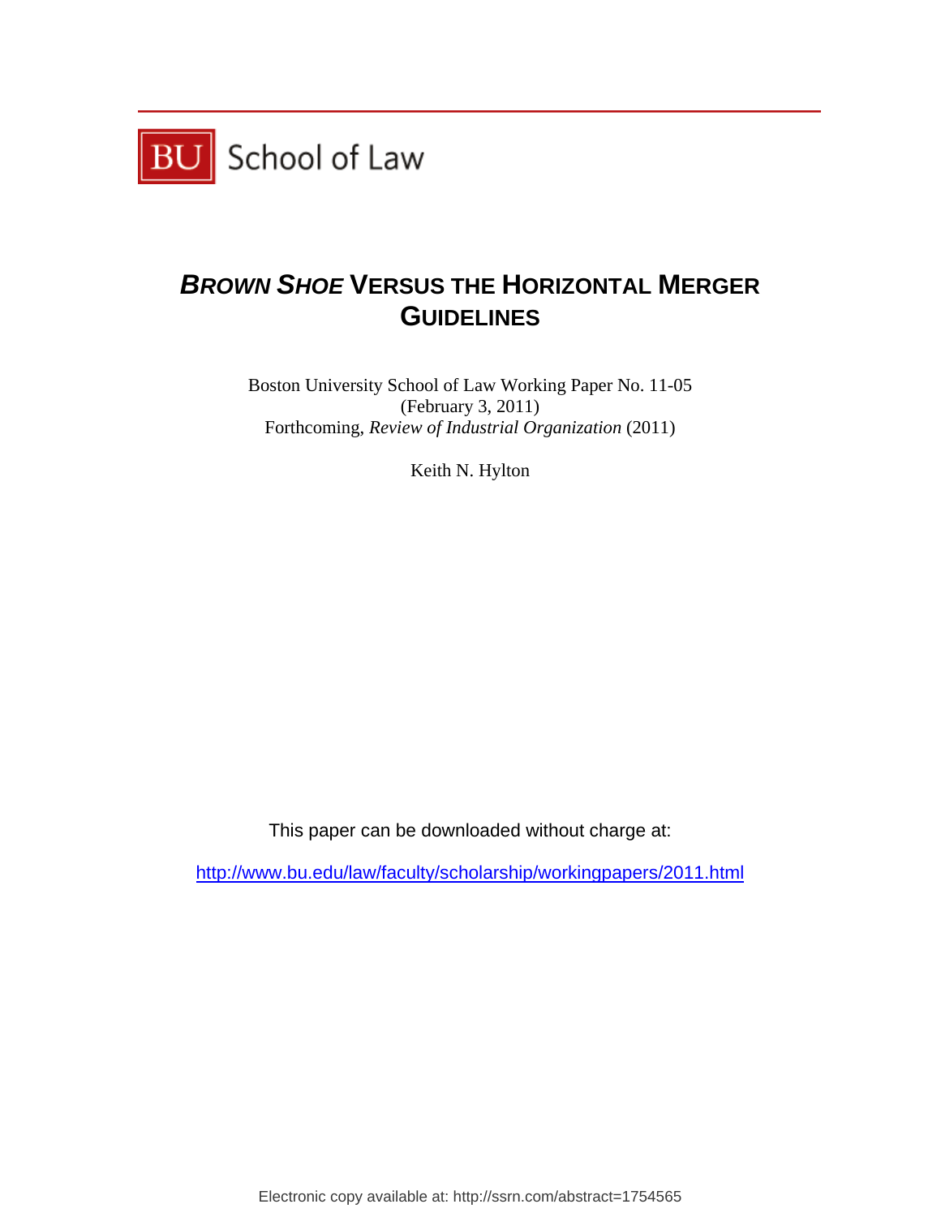BU School of Law

# *BROWN SHOE* VERSUS THE HORIZONTAL MERGER GUIDELINES

Boston University School of Law Working Paper No. 11-05
(February 3, 2011)
Forthcoming, *Review of Industrial Organization* (2011)

Keith N. Hylton

This paper can be downloaded without charge at:

http://www.bu.edu/law/faculty/scholarship/workingpapers/2011.html

Electronic copy available at: http://ssrn.com/abstract=1754565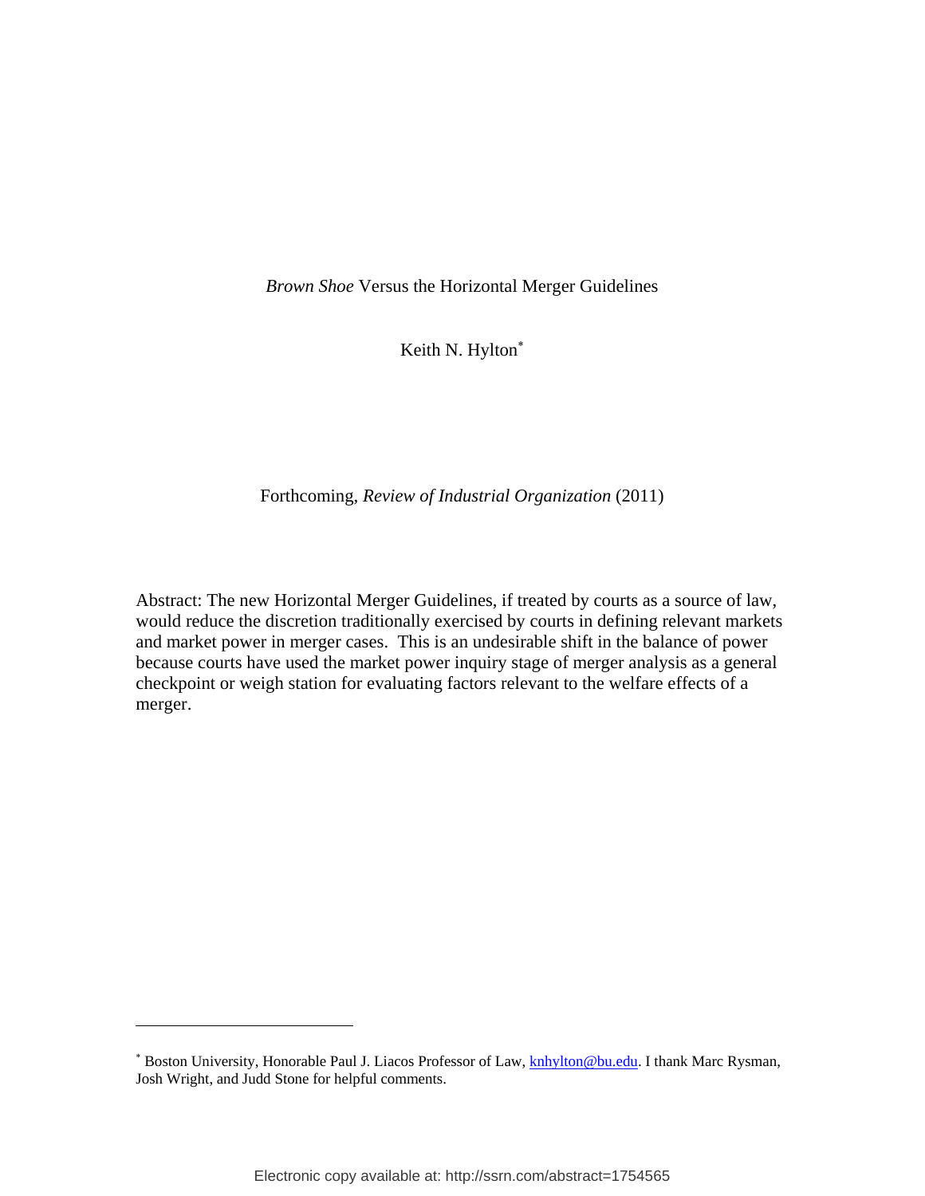*Brown Shoe* Versus the Horizontal Merger Guidelines

Keith N. Hylton[*]

Forthcoming, *Review of Industrial Organization* (2011)

Abstract: The new Horizontal Merger Guidelines, if treated by courts as a source of law, would reduce the discretion traditionally exercised by courts in defining relevant markets and market power in merger cases. This is an undesirable shift in the balance of power because courts have used the market power inquiry stage of merger analysis as a general checkpoint or weigh station for evaluating factors relevant to the welfare effects of a merger.

---

[*] Boston University, Honorable Paul J. Liacos Professor of Law, knhylton@bu.edu. I thank Marc Rysman, Josh Wright, and Judd Stone for helpful comments.

Electronic copy available at: http://ssrn.com/abstract=1754565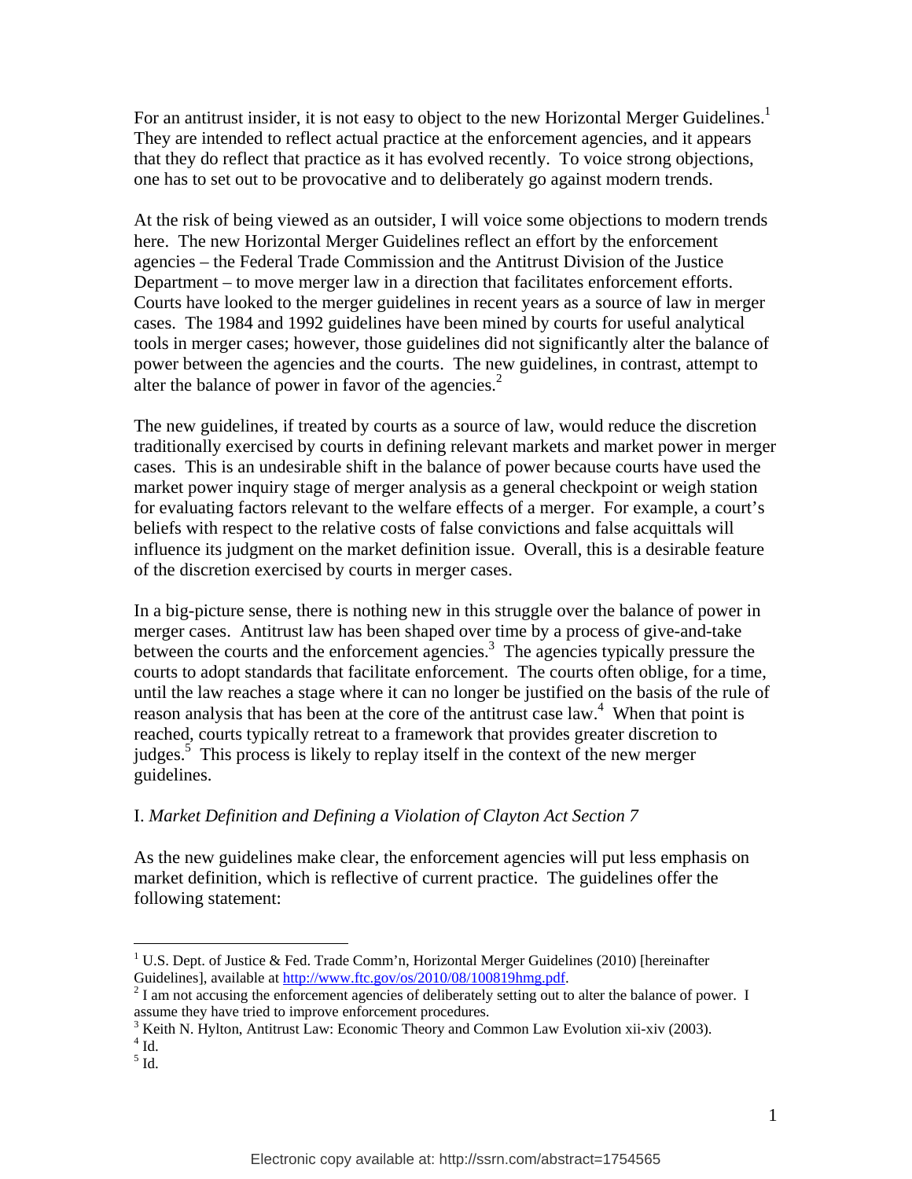For an antitrust insider, it is not easy to object to the new Horizontal Merger Guidelines.[1] They are intended to reflect actual practice at the enforcement agencies, and it appears that they do reflect that practice as it has evolved recently. To voice strong objections, one has to set out to be provocative and to deliberately go against modern trends.

At the risk of being viewed as an outsider, I will voice some objections to modern trends here. The new Horizontal Merger Guidelines reflect an effort by the enforcement agencies – the Federal Trade Commission and the Antitrust Division of the Justice Department – to move merger law in a direction that facilitates enforcement efforts. Courts have looked to the merger guidelines in recent years as a source of law in merger cases. The 1984 and 1992 guidelines have been mined by courts for useful analytical tools in merger cases; however, those guidelines did not significantly alter the balance of power between the agencies and the courts. The new guidelines, in contrast, attempt to alter the balance of power in favor of the agencies.[2]

The new guidelines, if treated by courts as a source of law, would reduce the discretion traditionally exercised by courts in defining relevant markets and market power in merger cases. This is an undesirable shift in the balance of power because courts have used the market power inquiry stage of merger analysis as a general checkpoint or weigh station for evaluating factors relevant to the welfare effects of a merger. For example, a court's beliefs with respect to the relative costs of false convictions and false acquittals will influence its judgment on the market definition issue. Overall, this is a desirable feature of the discretion exercised by courts in merger cases.

In a big-picture sense, there is nothing new in this struggle over the balance of power in merger cases. Antitrust law has been shaped over time by a process of give-and-take between the courts and the enforcement agencies.[3] The agencies typically pressure the courts to adopt standards that facilitate enforcement. The courts often oblige, for a time, until the law reaches a stage where it can no longer be justified on the basis of the rule of reason analysis that has been at the core of the antitrust case law.[4] When that point is reached, courts typically retreat to a framework that provides greater discretion to judges.[5] This process is likely to replay itself in the context of the new merger guidelines.

## I. *Market Definition and Defining a Violation of Clayton Act Section 7*

As the new guidelines make clear, the enforcement agencies will put less emphasis on market definition, which is reflective of current practice. The guidelines offer the following statement:

---

[1] U.S. Dept. of Justice & Fed. Trade Comm'n, Horizontal Merger Guidelines (2010) [hereinafter Guidelines], available at http://www.ftc.gov/os/2010/08/100819hmg.pdf.

[2] I am not accusing the enforcement agencies of deliberately setting out to alter the balance of power. I assume they have tried to improve enforcement procedures.

[3] Keith N. Hylton, Antitrust Law: Economic Theory and Common Law Evolution xii-xiv (2003).

[4] Id.

[5] Id.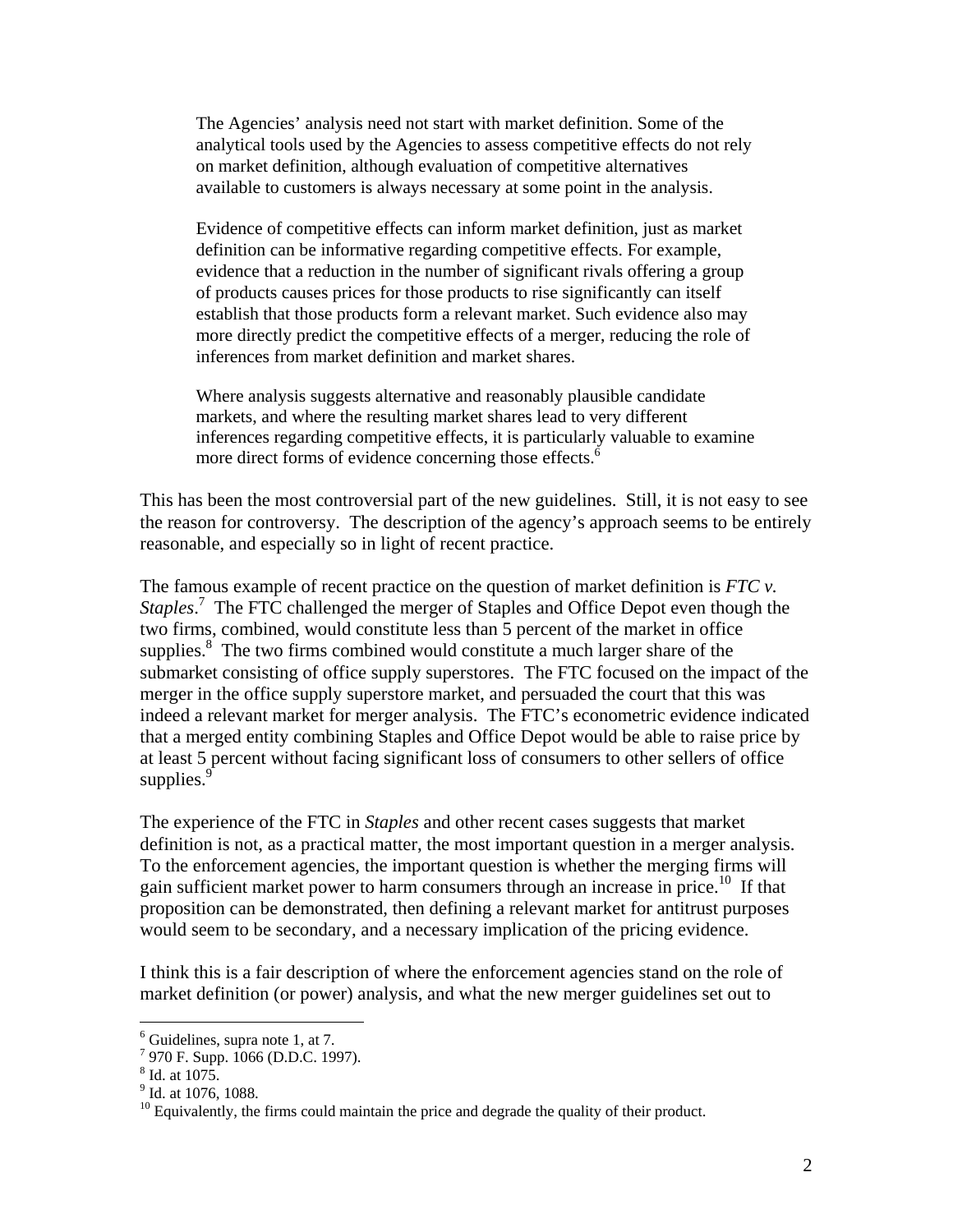> The Agencies' analysis need not start with market definition. Some of the analytical tools used by the Agencies to assess competitive effects do not rely on market definition, although evaluation of competitive alternatives available to customers is always necessary at some point in the analysis.
>
> Evidence of competitive effects can inform market definition, just as market definition can be informative regarding competitive effects. For example, evidence that a reduction in the number of significant rivals offering a group of products causes prices for those products to rise significantly can itself establish that those products form a relevant market. Such evidence also may more directly predict the competitive effects of a merger, reducing the role of inferences from market definition and market shares.
>
> Where analysis suggests alternative and reasonably plausible candidate markets, and where the resulting market shares lead to very different inferences regarding competitive effects, it is particularly valuable to examine more direct forms of evidence concerning those effects.[6]

This has been the most controversial part of the new guidelines. Still, it is not easy to see the reason for controversy. The description of the agency's approach seems to be entirely reasonable, and especially so in light of recent practice.

The famous example of recent practice on the question of market definition is *FTC v. Staples*.[7] The FTC challenged the merger of Staples and Office Depot even though the two firms, combined, would constitute less than 5 percent of the market in office supplies.[8] The two firms combined would constitute a much larger share of the submarket consisting of office supply superstores. The FTC focused on the impact of the merger in the office supply superstore market, and persuaded the court that this was indeed a relevant market for merger analysis. The FTC's econometric evidence indicated that a merged entity combining Staples and Office Depot would be able to raise price by at least 5 percent without facing significant loss of consumers to other sellers of office supplies.[9]

The experience of the FTC in *Staples* and other recent cases suggests that market definition is not, as a practical matter, the most important question in a merger analysis. To the enforcement agencies, the important question is whether the merging firms will gain sufficient market power to harm consumers through an increase in price.[10] If that proposition can be demonstrated, then defining a relevant market for antitrust purposes would seem to be secondary, and a necessary implication of the pricing evidence.

I think this is a fair description of where the enforcement agencies stand on the role of market definition (or power) analysis, and what the new merger guidelines set out to

---

[6] Guidelines, supra note 1, at 7.
[7] 970 F. Supp. 1066 (D.D.C. 1997).
[8] Id. at 1075.
[9] Id. at 1076, 1088.
[10] Equivalently, the firms could maintain the price and degrade the quality of their product.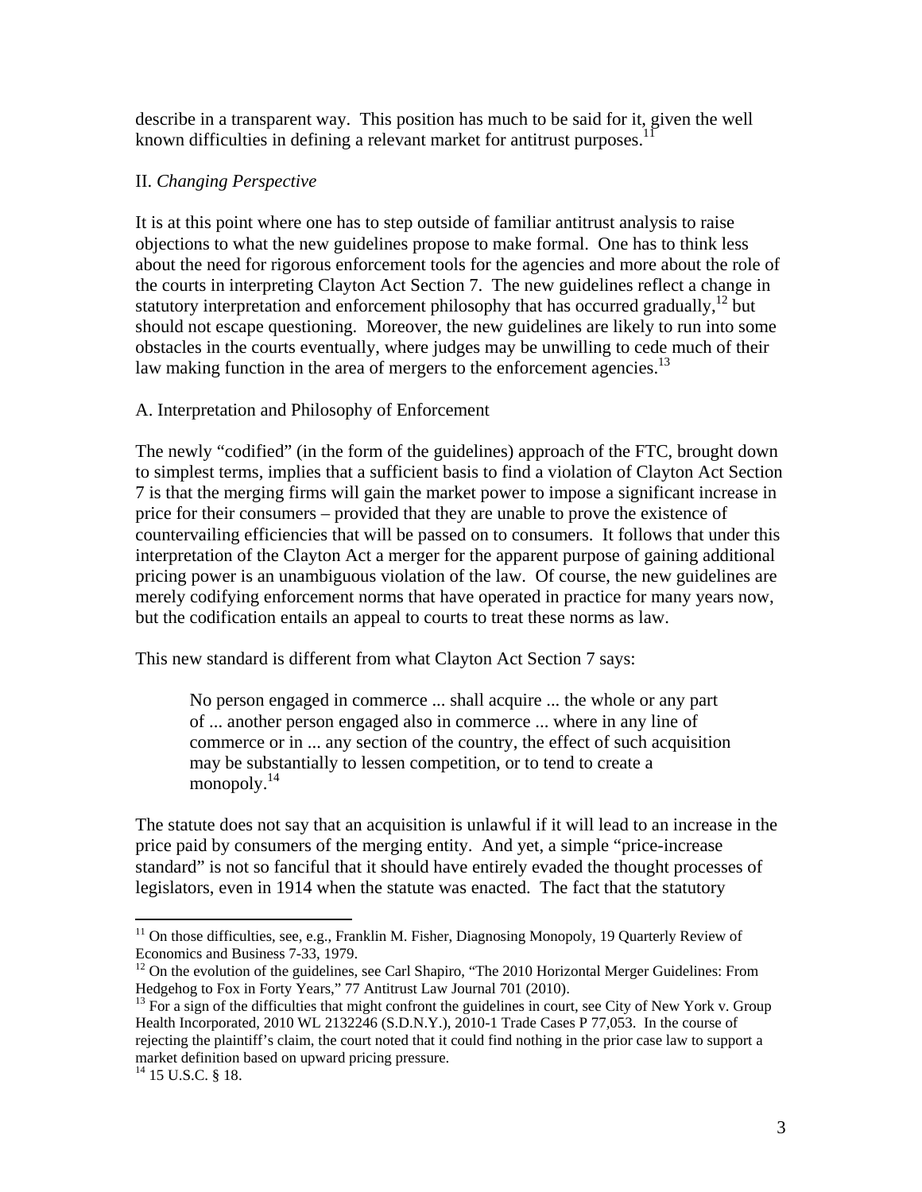describe in a transparent way. This position has much to be said for it, given the well known difficulties in defining a relevant market for antitrust purposes.[11]

## II. *Changing Perspective*

It is at this point where one has to step outside of familiar antitrust analysis to raise objections to what the new guidelines propose to make formal. One has to think less about the need for rigorous enforcement tools for the agencies and more about the role of the courts in interpreting Clayton Act Section 7. The new guidelines reflect a change in statutory interpretation and enforcement philosophy that has occurred gradually,[12] but should not escape questioning. Moreover, the new guidelines are likely to run into some obstacles in the courts eventually, where judges may be unwilling to cede much of their law making function in the area of mergers to the enforcement agencies.[13]

### A. Interpretation and Philosophy of Enforcement

The newly "codified" (in the form of the guidelines) approach of the FTC, brought down to simplest terms, implies that a sufficient basis to find a violation of Clayton Act Section 7 is that the merging firms will gain the market power to impose a significant increase in price for their consumers – provided that they are unable to prove the existence of countervailing efficiencies that will be passed on to consumers. It follows that under this interpretation of the Clayton Act a merger for the apparent purpose of gaining additional pricing power is an unambiguous violation of the law. Of course, the new guidelines are merely codifying enforcement norms that have operated in practice for many years now, but the codification entails an appeal to courts to treat these norms as law.

This new standard is different from what Clayton Act Section 7 says:

> No person engaged in commerce ... shall acquire ... the whole or any part of ... another person engaged also in commerce ... where in any line of commerce or in ... any section of the country, the effect of such acquisition may be substantially to lessen competition, or to tend to create a monopoly.[14]

The statute does not say that an acquisition is unlawful if it will lead to an increase in the price paid by consumers of the merging entity. And yet, a simple "price-increase standard" is not so fanciful that it should have entirely evaded the thought processes of legislators, even in 1914 when the statute was enacted. The fact that the statutory

---

[11] On those difficulties, see, e.g., Franklin M. Fisher, Diagnosing Monopoly, 19 Quarterly Review of Economics and Business 7-33, 1979.

[12] On the evolution of the guidelines, see Carl Shapiro, "The 2010 Horizontal Merger Guidelines: From Hedgehog to Fox in Forty Years," 77 Antitrust Law Journal 701 (2010).

[13] For a sign of the difficulties that might confront the guidelines in court, see City of New York v. Group Health Incorporated, 2010 WL 2132246 (S.D.N.Y.), 2010-1 Trade Cases P 77,053. In the course of rejecting the plaintiff's claim, the court noted that it could find nothing in the prior case law to support a market definition based on upward pricing pressure.

[14] 15 U.S.C. § 18.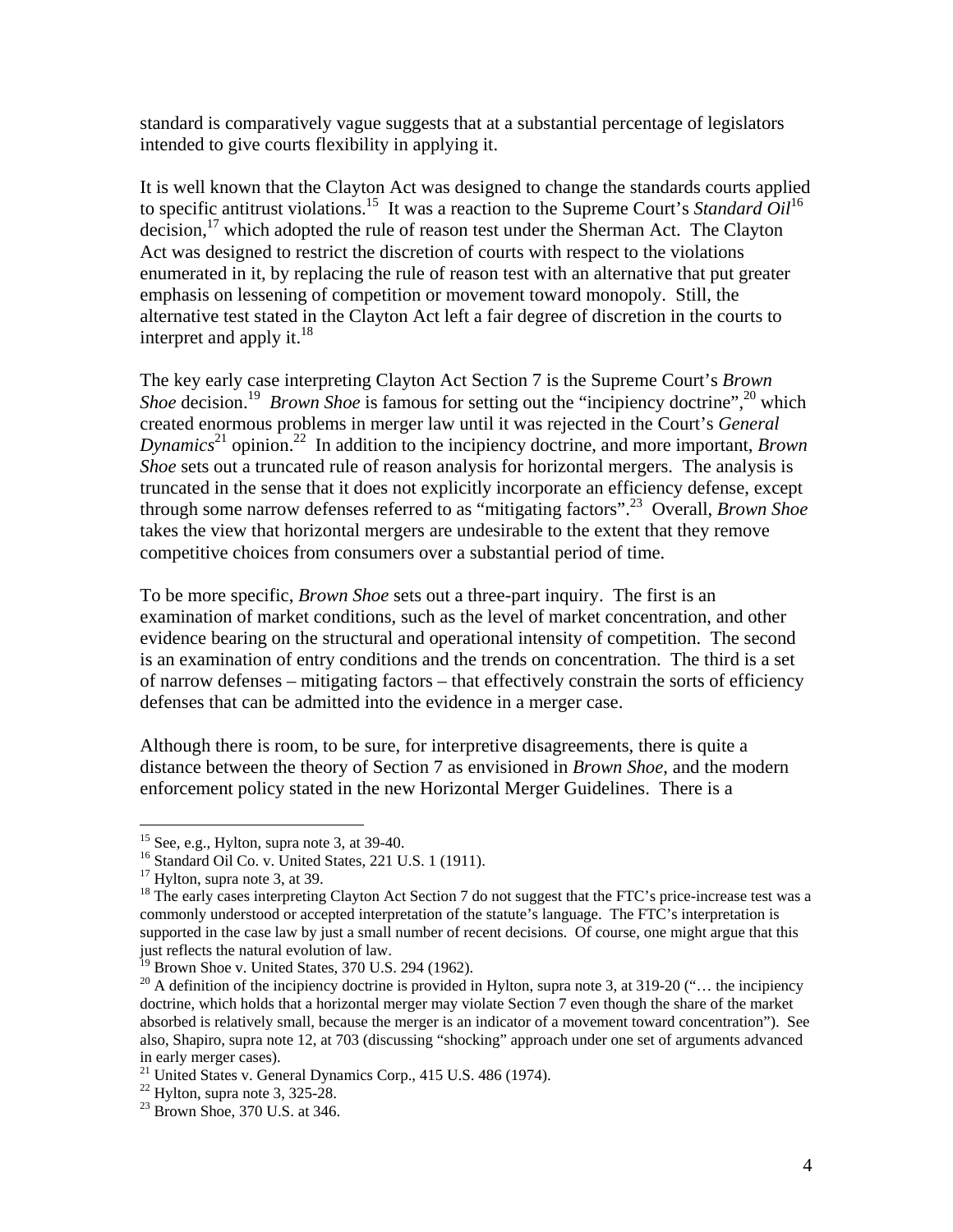standard is comparatively vague suggests that at a substantial percentage of legislators intended to give courts flexibility in applying it.

It is well known that the Clayton Act was designed to change the standards courts applied to specific antitrust violations.[15] It was a reaction to the Supreme Court's *Standard Oil*[16] decision,[17] which adopted the rule of reason test under the Sherman Act. The Clayton Act was designed to restrict the discretion of courts with respect to the violations enumerated in it, by replacing the rule of reason test with an alternative that put greater emphasis on lessening of competition or movement toward monopoly. Still, the alternative test stated in the Clayton Act left a fair degree of discretion in the courts to interpret and apply it.[18]

The key early case interpreting Clayton Act Section 7 is the Supreme Court's *Brown Shoe* decision.[19] *Brown Shoe* is famous for setting out the "incipiency doctrine",[20] which created enormous problems in merger law until it was rejected in the Court's *General Dynamics*[21] opinion.[22] In addition to the incipiency doctrine, and more important, *Brown Shoe* sets out a truncated rule of reason analysis for horizontal mergers. The analysis is truncated in the sense that it does not explicitly incorporate an efficiency defense, except through some narrow defenses referred to as "mitigating factors".[23] Overall, *Brown Shoe* takes the view that horizontal mergers are undesirable to the extent that they remove competitive choices from consumers over a substantial period of time.

To be more specific, *Brown Shoe* sets out a three-part inquiry. The first is an examination of market conditions, such as the level of market concentration, and other evidence bearing on the structural and operational intensity of competition. The second is an examination of entry conditions and the trends on concentration. The third is a set of narrow defenses – mitigating factors – that effectively constrain the sorts of efficiency defenses that can be admitted into the evidence in a merger case.

Although there is room, to be sure, for interpretive disagreements, there is quite a distance between the theory of Section 7 as envisioned in *Brown Shoe*, and the modern enforcement policy stated in the new Horizontal Merger Guidelines. There is a

---

[15] See, e.g., Hylton, supra note 3, at 39-40.

[16] Standard Oil Co. v. United States, 221 U.S. 1 (1911).

[17] Hylton, supra note 3, at 39.

[18] The early cases interpreting Clayton Act Section 7 do not suggest that the FTC's price-increase test was a commonly understood or accepted interpretation of the statute's language. The FTC's interpretation is supported in the case law by just a small number of recent decisions. Of course, one might argue that this just reflects the natural evolution of law.

[19] Brown Shoe v. United States, 370 U.S. 294 (1962).

[20] A definition of the incipiency doctrine is provided in Hylton, supra note 3, at 319-20 ("… the incipiency doctrine, which holds that a horizontal merger may violate Section 7 even though the share of the market absorbed is relatively small, because the merger is an indicator of a movement toward concentration"). See also, Shapiro, supra note 12, at 703 (discussing "shocking" approach under one set of arguments advanced in early merger cases).

[21] United States v. General Dynamics Corp., 415 U.S. 486 (1974).

[22] Hylton, supra note 3, 325-28.

[23] Brown Shoe, 370 U.S. at 346.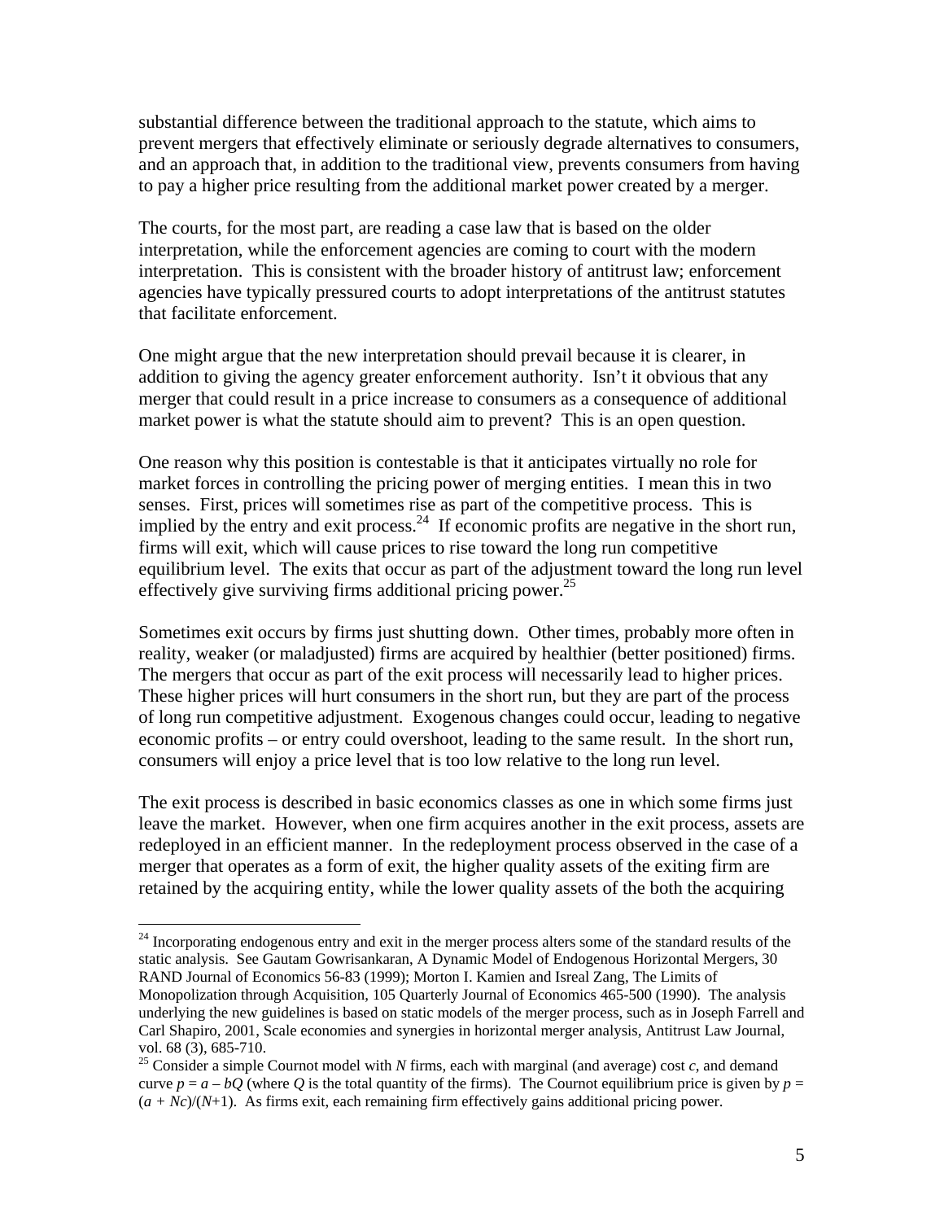substantial difference between the traditional approach to the statute, which aims to prevent mergers that effectively eliminate or seriously degrade alternatives to consumers, and an approach that, in addition to the traditional view, prevents consumers from having to pay a higher price resulting from the additional market power created by a merger.

The courts, for the most part, are reading a case law that is based on the older interpretation, while the enforcement agencies are coming to court with the modern interpretation. This is consistent with the broader history of antitrust law; enforcement agencies have typically pressured courts to adopt interpretations of the antitrust statutes that facilitate enforcement.

One might argue that the new interpretation should prevail because it is clearer, in addition to giving the agency greater enforcement authority. Isn't it obvious that any merger that could result in a price increase to consumers as a consequence of additional market power is what the statute should aim to prevent? This is an open question.

One reason why this position is contestable is that it anticipates virtually no role for market forces in controlling the pricing power of merging entities. I mean this in two senses. First, prices will sometimes rise as part of the competitive process. This is implied by the entry and exit process.[24] If economic profits are negative in the short run, firms will exit, which will cause prices to rise toward the long run competitive equilibrium level. The exits that occur as part of the adjustment toward the long run level effectively give surviving firms additional pricing power.[25]

Sometimes exit occurs by firms just shutting down. Other times, probably more often in reality, weaker (or maladjusted) firms are acquired by healthier (better positioned) firms. The mergers that occur as part of the exit process will necessarily lead to higher prices. These higher prices will hurt consumers in the short run, but they are part of the process of long run competitive adjustment. Exogenous changes could occur, leading to negative economic profits – or entry could overshoot, leading to the same result. In the short run, consumers will enjoy a price level that is too low relative to the long run level.

The exit process is described in basic economics classes as one in which some firms just leave the market. However, when one firm acquires another in the exit process, assets are redeployed in an efficient manner. In the redeployment process observed in the case of a merger that operates as a form of exit, the higher quality assets of the exiting firm are retained by the acquiring entity, while the lower quality assets of the both the acquiring

---

[24] Incorporating endogenous entry and exit in the merger process alters some of the standard results of the static analysis. See Gautam Gowrisankaran, A Dynamic Model of Endogenous Horizontal Mergers, 30 RAND Journal of Economics 56-83 (1999); Morton I. Kamien and Isreal Zang, The Limits of Monopolization through Acquisition, 105 Quarterly Journal of Economics 465-500 (1990). The analysis underlying the new guidelines is based on static models of the merger process, such as in Joseph Farrell and Carl Shapiro, 2001, Scale economies and synergies in horizontal merger analysis, Antitrust Law Journal, vol. 68 (3), 685-710.

[25] Consider a simple Cournot model with $N$ firms, each with marginal (and average) cost $c$, and demand curve $p = a - bQ$ (where $Q$ is the total quantity of the firms). The Cournot equilibrium price is given by $p = (a + Nc)/(N+1)$. As firms exit, each remaining firm effectively gains additional pricing power.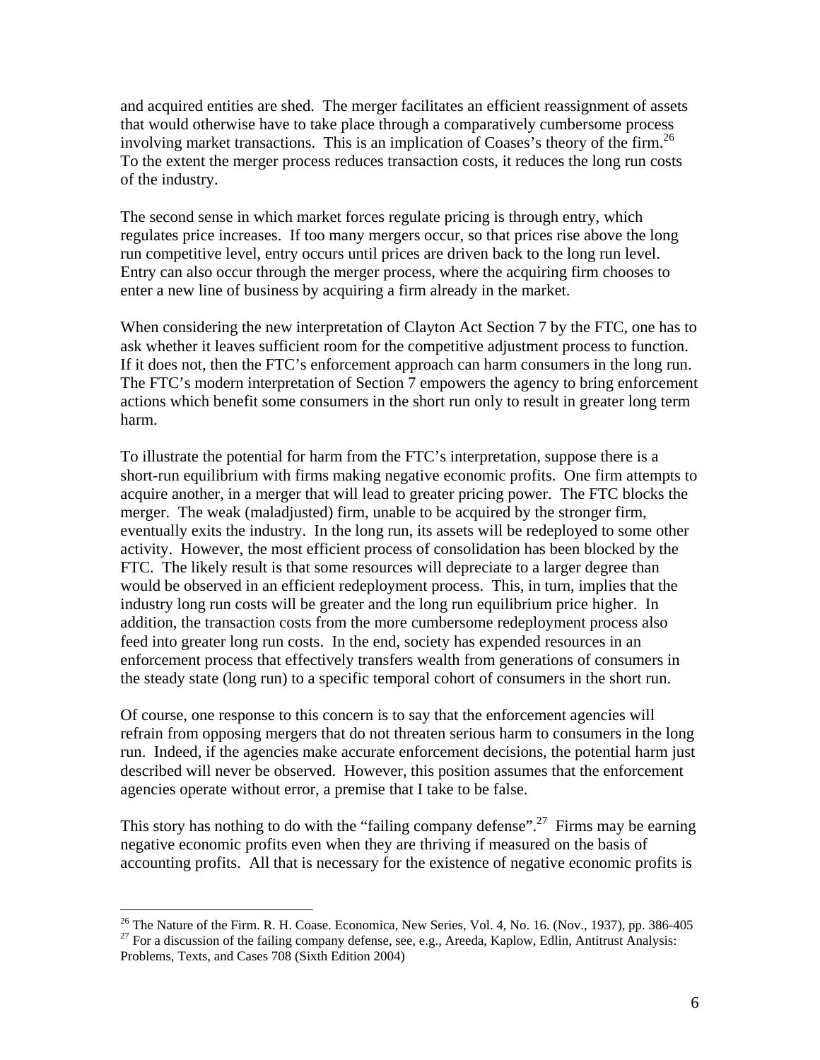and acquired entities are shed. The merger facilitates an efficient reassignment of assets that would otherwise have to take place through a comparatively cumbersome process involving market transactions. This is an implication of Coases's theory of the firm.[26] To the extent the merger process reduces transaction costs, it reduces the long run costs of the industry.

The second sense in which market forces regulate pricing is through entry, which regulates price increases. If too many mergers occur, so that prices rise above the long run competitive level, entry occurs until prices are driven back to the long run level. Entry can also occur through the merger process, where the acquiring firm chooses to enter a new line of business by acquiring a firm already in the market.

When considering the new interpretation of Clayton Act Section 7 by the FTC, one has to ask whether it leaves sufficient room for the competitive adjustment process to function. If it does not, then the FTC's enforcement approach can harm consumers in the long run. The FTC's modern interpretation of Section 7 empowers the agency to bring enforcement actions which benefit some consumers in the short run only to result in greater long term harm.

To illustrate the potential for harm from the FTC's interpretation, suppose there is a short-run equilibrium with firms making negative economic profits. One firm attempts to acquire another, in a merger that will lead to greater pricing power. The FTC blocks the merger. The weak (maladjusted) firm, unable to be acquired by the stronger firm, eventually exits the industry. In the long run, its assets will be redeployed to some other activity. However, the most efficient process of consolidation has been blocked by the FTC. The likely result is that some resources will depreciate to a larger degree than would be observed in an efficient redeployment process. This, in turn, implies that the industry long run costs will be greater and the long run equilibrium price higher. In addition, the transaction costs from the more cumbersome redeployment process also feed into greater long run costs. In the end, society has expended resources in an enforcement process that effectively transfers wealth from generations of consumers in the steady state (long run) to a specific temporal cohort of consumers in the short run.

Of course, one response to this concern is to say that the enforcement agencies will refrain from opposing mergers that do not threaten serious harm to consumers in the long run. Indeed, if the agencies make accurate enforcement decisions, the potential harm just described will never be observed. However, this position assumes that the enforcement agencies operate without error, a premise that I take to be false.

This story has nothing to do with the "failing company defense".[27] Firms may be earning negative economic profits even when they are thriving if measured on the basis of accounting profits. All that is necessary for the existence of negative economic profits is

---

[26] The Nature of the Firm. R. H. Coase. Economica, New Series, Vol. 4, No. 16. (Nov., 1937), pp. 386-405

[27] For a discussion of the failing company defense, see, e.g., Areeda, Kaplow, Edlin, Antitrust Analysis: Problems, Texts, and Cases 708 (Sixth Edition 2004)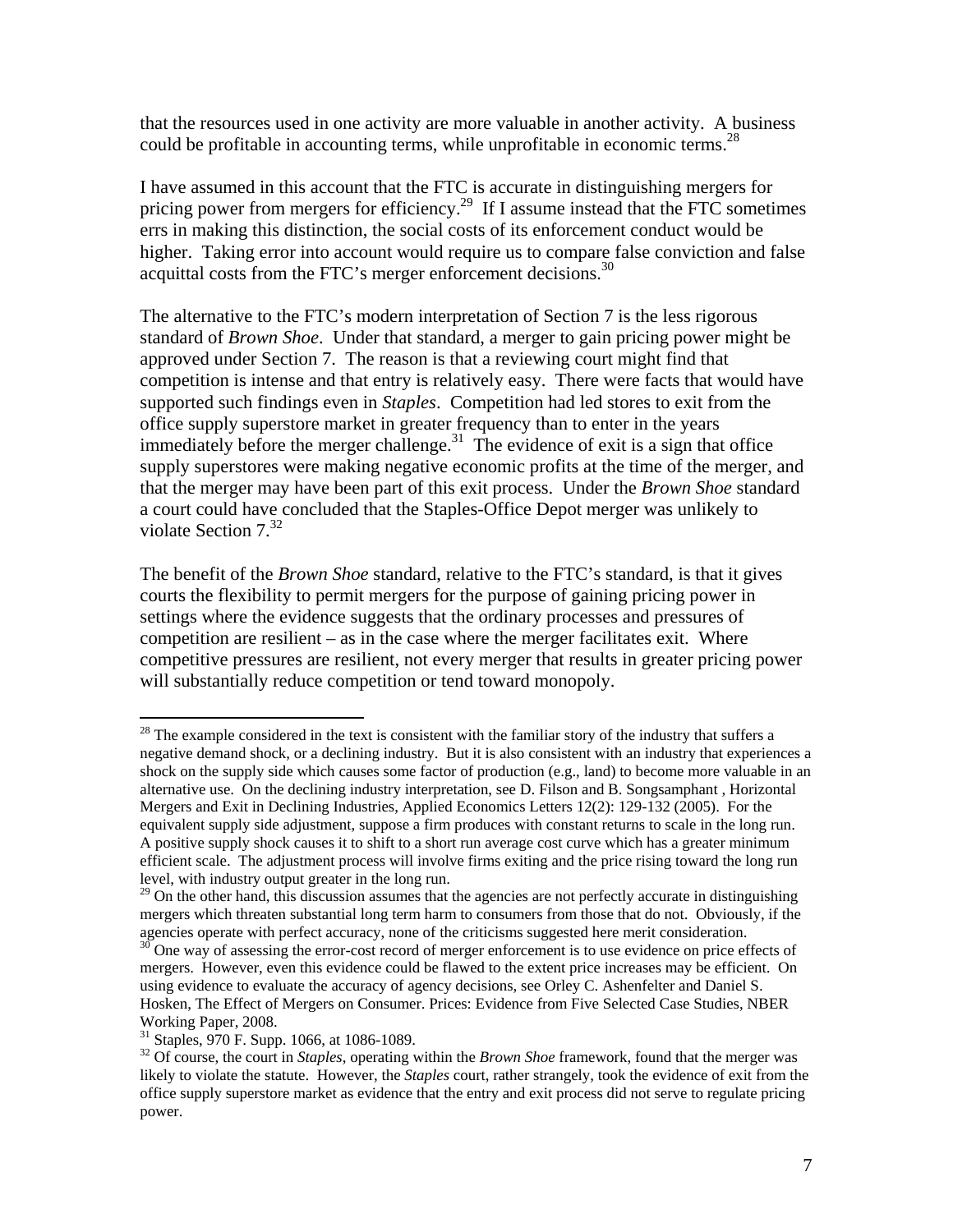that the resources used in one activity are more valuable in another activity. A business could be profitable in accounting terms, while unprofitable in economic terms.[28]

I have assumed in this account that the FTC is accurate in distinguishing mergers for pricing power from mergers for efficiency.[29] If I assume instead that the FTC sometimes errs in making this distinction, the social costs of its enforcement conduct would be higher. Taking error into account would require us to compare false conviction and false acquittal costs from the FTC's merger enforcement decisions.[30]

The alternative to the FTC's modern interpretation of Section 7 is the less rigorous standard of *Brown Shoe*. Under that standard, a merger to gain pricing power might be approved under Section 7. The reason is that a reviewing court might find that competition is intense and that entry is relatively easy. There were facts that would have supported such findings even in *Staples*. Competition had led stores to exit from the office supply superstore market in greater frequency than to enter in the years immediately before the merger challenge.[31] The evidence of exit is a sign that office supply superstores were making negative economic profits at the time of the merger, and that the merger may have been part of this exit process. Under the *Brown Shoe* standard a court could have concluded that the Staples-Office Depot merger was unlikely to violate Section 7.[32]

The benefit of the *Brown Shoe* standard, relative to the FTC's standard, is that it gives courts the flexibility to permit mergers for the purpose of gaining pricing power in settings where the evidence suggests that the ordinary processes and pressures of competition are resilient – as in the case where the merger facilitates exit. Where competitive pressures are resilient, not every merger that results in greater pricing power will substantially reduce competition or tend toward monopoly.

---

[28] The example considered in the text is consistent with the familiar story of the industry that suffers a negative demand shock, or a declining industry. But it is also consistent with an industry that experiences a shock on the supply side which causes some factor of production (e.g., land) to become more valuable in an alternative use. On the declining industry interpretation, see D. Filson and B. Songsamphant , Horizontal Mergers and Exit in Declining Industries, Applied Economics Letters 12(2): 129-132 (2005). For the equivalent supply side adjustment, suppose a firm produces with constant returns to scale in the long run. A positive supply shock causes it to shift to a short run average cost curve which has a greater minimum efficient scale. The adjustment process will involve firms exiting and the price rising toward the long run level, with industry output greater in the long run.

[29] On the other hand, this discussion assumes that the agencies are not perfectly accurate in distinguishing mergers which threaten substantial long term harm to consumers from those that do not. Obviously, if the agencies operate with perfect accuracy, none of the criticisms suggested here merit consideration.

[30] One way of assessing the error-cost record of merger enforcement is to use evidence on price effects of mergers. However, even this evidence could be flawed to the extent price increases may be efficient. On using evidence to evaluate the accuracy of agency decisions, see Orley C. Ashenfelter and Daniel S. Hosken, The Effect of Mergers on Consumer. Prices: Evidence from Five Selected Case Studies, NBER Working Paper, 2008.

[31] Staples, 970 F. Supp. 1066, at 1086-1089.

[32] Of course, the court in *Staples*, operating within the *Brown Shoe* framework, found that the merger was likely to violate the statute. However, the *Staples* court, rather strangely, took the evidence of exit from the office supply superstore market as evidence that the entry and exit process did not serve to regulate pricing power.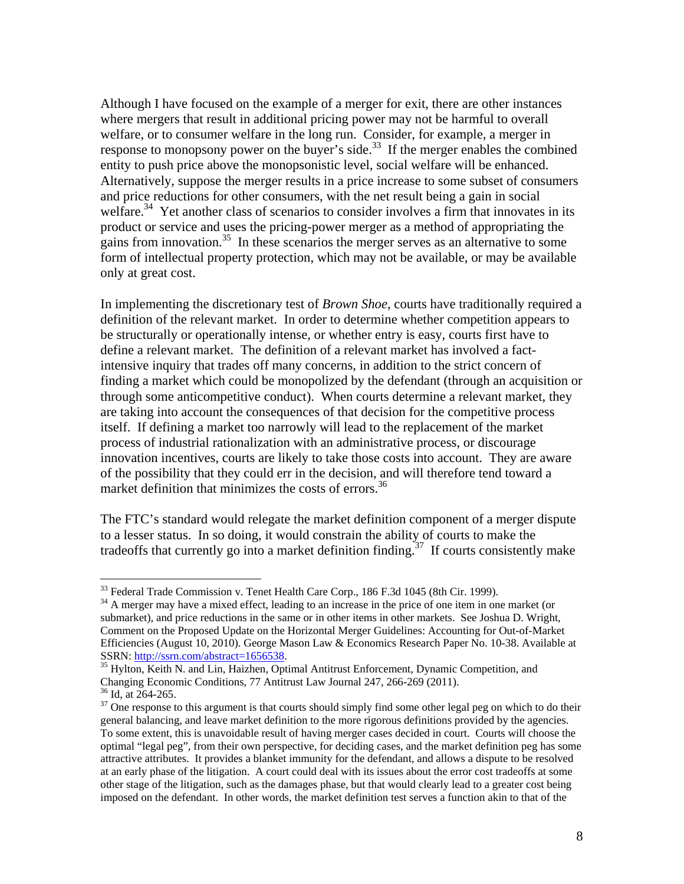Although I have focused on the example of a merger for exit, there are other instances where mergers that result in additional pricing power may not be harmful to overall welfare, or to consumer welfare in the long run. Consider, for example, a merger in response to monopsony power on the buyer's side.[33] If the merger enables the combined entity to push price above the monopsonistic level, social welfare will be enhanced. Alternatively, suppose the merger results in a price increase to some subset of consumers and price reductions for other consumers, with the net result being a gain in social welfare.[34] Yet another class of scenarios to consider involves a firm that innovates in its product or service and uses the pricing-power merger as a method of appropriating the gains from innovation.[35] In these scenarios the merger serves as an alternative to some form of intellectual property protection, which may not be available, or may be available only at great cost.

In implementing the discretionary test of *Brown Shoe*, courts have traditionally required a definition of the relevant market. In order to determine whether competition appears to be structurally or operationally intense, or whether entry is easy, courts first have to define a relevant market. The definition of a relevant market has involved a fact-intensive inquiry that trades off many concerns, in addition to the strict concern of finding a market which could be monopolized by the defendant (through an acquisition or through some anticompetitive conduct). When courts determine a relevant market, they are taking into account the consequences of that decision for the competitive process itself. If defining a market too narrowly will lead to the replacement of the market process of industrial rationalization with an administrative process, or discourage innovation incentives, courts are likely to take those costs into account. They are aware of the possibility that they could err in the decision, and will therefore tend toward a market definition that minimizes the costs of errors.[36]

The FTC's standard would relegate the market definition component of a merger dispute to a lesser status. In so doing, it would constrain the ability of courts to make the tradeoffs that currently go into a market definition finding.[37] If courts consistently make

---

[33] Federal Trade Commission v. Tenet Health Care Corp., 186 F.3d 1045 (8th Cir. 1999).

[34] A merger may have a mixed effect, leading to an increase in the price of one item in one market (or submarket), and price reductions in the same or in other items in other markets. See Joshua D. Wright, Comment on the Proposed Update on the Horizontal Merger Guidelines: Accounting for Out-of-Market Efficiencies (August 10, 2010). George Mason Law & Economics Research Paper No. 10-38. Available at SSRN: http://ssrn.com/abstract=1656538.

[35] Hylton, Keith N. and Lin, Haizhen, Optimal Antitrust Enforcement, Dynamic Competition, and Changing Economic Conditions, 77 Antitrust Law Journal 247, 266-269 (2011).

[36] Id, at 264-265.

[37] One response to this argument is that courts should simply find some other legal peg on which to do their general balancing, and leave market definition to the more rigorous definitions provided by the agencies. To some extent, this is unavoidable result of having merger cases decided in court. Courts will choose the optimal "legal peg", from their own perspective, for deciding cases, and the market definition peg has some attractive attributes. It provides a blanket immunity for the defendant, and allows a dispute to be resolved at an early phase of the litigation. A court could deal with its issues about the error cost tradeoffs at some other stage of the litigation, such as the damages phase, but that would clearly lead to a greater cost being imposed on the defendant. In other words, the market definition test serves a function akin to that of the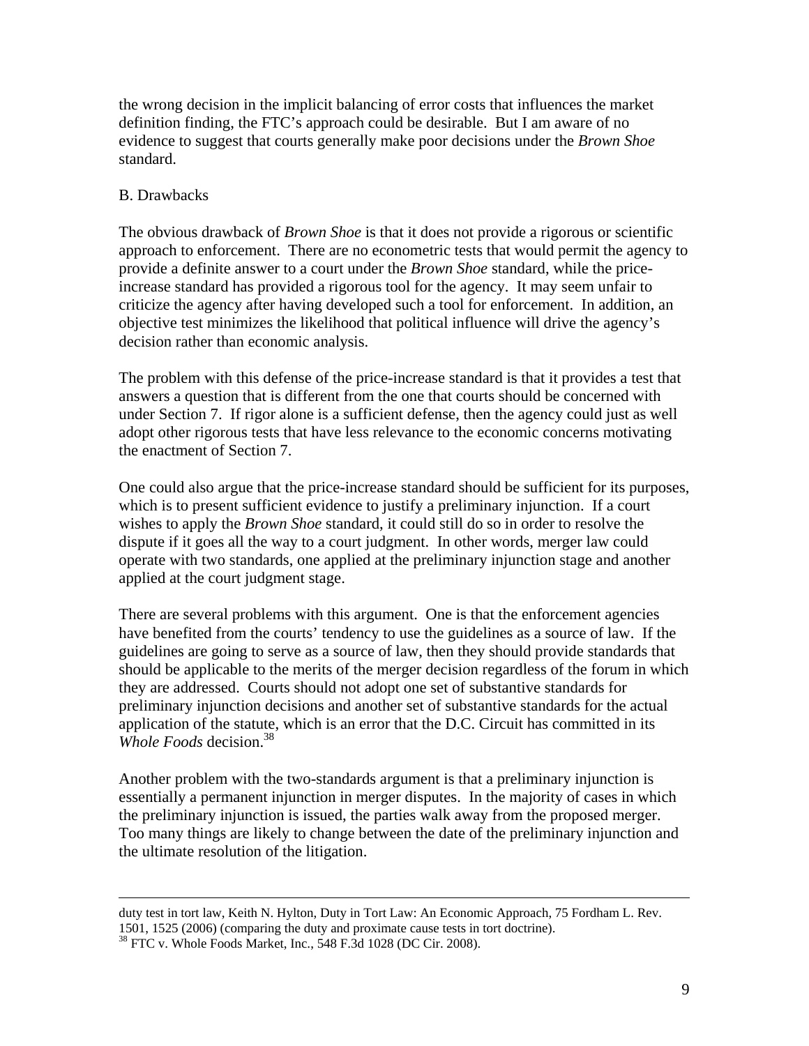the wrong decision in the implicit balancing of error costs that influences the market definition finding, the FTC's approach could be desirable. But I am aware of no evidence to suggest that courts generally make poor decisions under the *Brown Shoe* standard.

### B. Drawbacks

The obvious drawback of *Brown Shoe* is that it does not provide a rigorous or scientific approach to enforcement. There are no econometric tests that would permit the agency to provide a definite answer to a court under the *Brown Shoe* standard, while the price-increase standard has provided a rigorous tool for the agency. It may seem unfair to criticize the agency after having developed such a tool for enforcement. In addition, an objective test minimizes the likelihood that political influence will drive the agency's decision rather than economic analysis.

The problem with this defense of the price-increase standard is that it provides a test that answers a question that is different from the one that courts should be concerned with under Section 7. If rigor alone is a sufficient defense, then the agency could just as well adopt other rigorous tests that have less relevance to the economic concerns motivating the enactment of Section 7.

One could also argue that the price-increase standard should be sufficient for its purposes, which is to present sufficient evidence to justify a preliminary injunction. If a court wishes to apply the *Brown Shoe* standard, it could still do so in order to resolve the dispute if it goes all the way to a court judgment. In other words, merger law could operate with two standards, one applied at the preliminary injunction stage and another applied at the court judgment stage.

There are several problems with this argument. One is that the enforcement agencies have benefited from the courts' tendency to use the guidelines as a source of law. If the guidelines are going to serve as a source of law, then they should provide standards that should be applicable to the merits of the merger decision regardless of the forum in which they are addressed. Courts should not adopt one set of substantive standards for preliminary injunction decisions and another set of substantive standards for the actual application of the statute, which is an error that the D.C. Circuit has committed in its *Whole Foods* decision.[38]

Another problem with the two-standards argument is that a preliminary injunction is essentially a permanent injunction in merger disputes. In the majority of cases in which the preliminary injunction is issued, the parties walk away from the proposed merger. Too many things are likely to change between the date of the preliminary injunction and the ultimate resolution of the litigation.

---

duty test in tort law, Keith N. Hylton, Duty in Tort Law: An Economic Approach, 75 Fordham L. Rev. 1501, 1525 (2006) (comparing the duty and proximate cause tests in tort doctrine).

[38] FTC v. Whole Foods Market, Inc., 548 F.3d 1028 (DC Cir. 2008).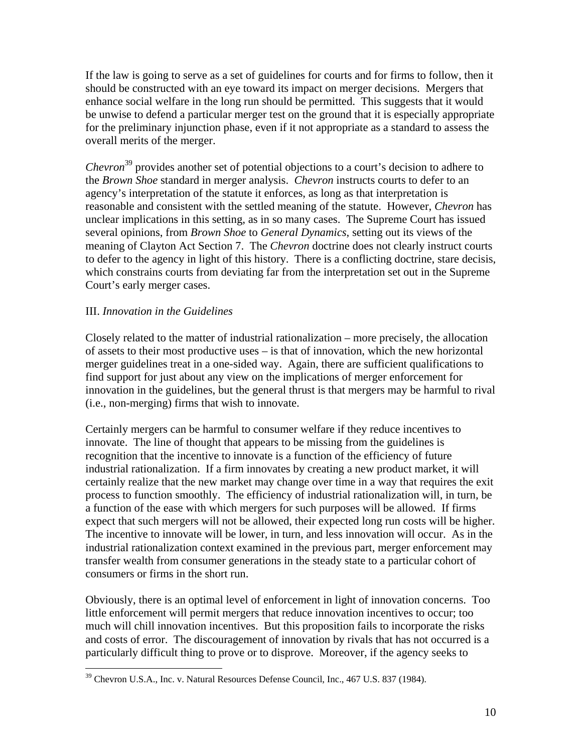If the law is going to serve as a set of guidelines for courts and for firms to follow, then it should be constructed with an eye toward its impact on merger decisions. Mergers that enhance social welfare in the long run should be permitted. This suggests that it would be unwise to defend a particular merger test on the ground that it is especially appropriate for the preliminary injunction phase, even if it not appropriate as a standard to assess the overall merits of the merger.

*Chevron*[39] provides another set of potential objections to a court's decision to adhere to the *Brown Shoe* standard in merger analysis. *Chevron* instructs courts to defer to an agency's interpretation of the statute it enforces, as long as that interpretation is reasonable and consistent with the settled meaning of the statute. However, *Chevron* has unclear implications in this setting, as in so many cases. The Supreme Court has issued several opinions, from *Brown Shoe* to *General Dynamics*, setting out its views of the meaning of Clayton Act Section 7. The *Chevron* doctrine does not clearly instruct courts to defer to the agency in light of this history. There is a conflicting doctrine, stare decisis, which constrains courts from deviating far from the interpretation set out in the Supreme Court's early merger cases.

## III. *Innovation in the Guidelines*

Closely related to the matter of industrial rationalization – more precisely, the allocation of assets to their most productive uses – is that of innovation, which the new horizontal merger guidelines treat in a one-sided way. Again, there are sufficient qualifications to find support for just about any view on the implications of merger enforcement for innovation in the guidelines, but the general thrust is that mergers may be harmful to rival (i.e., non-merging) firms that wish to innovate.

Certainly mergers can be harmful to consumer welfare if they reduce incentives to innovate. The line of thought that appears to be missing from the guidelines is recognition that the incentive to innovate is a function of the efficiency of future industrial rationalization. If a firm innovates by creating a new product market, it will certainly realize that the new market may change over time in a way that requires the exit process to function smoothly. The efficiency of industrial rationalization will, in turn, be a function of the ease with which mergers for such purposes will be allowed. If firms expect that such mergers will not be allowed, their expected long run costs will be higher. The incentive to innovate will be lower, in turn, and less innovation will occur. As in the industrial rationalization context examined in the previous part, merger enforcement may transfer wealth from consumer generations in the steady state to a particular cohort of consumers or firms in the short run.

Obviously, there is an optimal level of enforcement in light of innovation concerns. Too little enforcement will permit mergers that reduce innovation incentives to occur; too much will chill innovation incentives. But this proposition fails to incorporate the risks and costs of error. The discouragement of innovation by rivals that has not occurred is a particularly difficult thing to prove or to disprove. Moreover, if the agency seeks to

[39] Chevron U.S.A., Inc. v. Natural Resources Defense Council, Inc., 467 U.S. 837 (1984).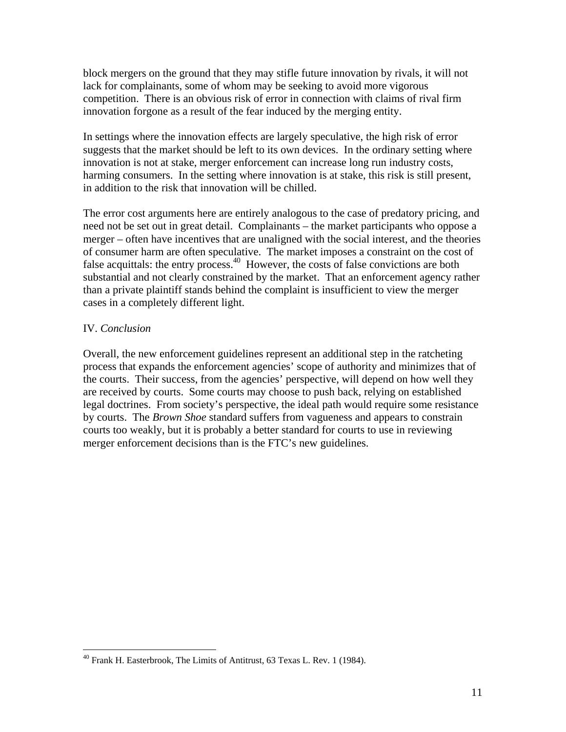block mergers on the ground that they may stifle future innovation by rivals, it will not lack for complainants, some of whom may be seeking to avoid more vigorous competition. There is an obvious risk of error in connection with claims of rival firm innovation forgone as a result of the fear induced by the merging entity.

In settings where the innovation effects are largely speculative, the high risk of error suggests that the market should be left to its own devices. In the ordinary setting where innovation is not at stake, merger enforcement can increase long run industry costs, harming consumers. In the setting where innovation is at stake, this risk is still present, in addition to the risk that innovation will be chilled.

The error cost arguments here are entirely analogous to the case of predatory pricing, and need not be set out in great detail. Complainants – the market participants who oppose a merger – often have incentives that are unaligned with the social interest, and the theories of consumer harm are often speculative. The market imposes a constraint on the cost of false acquittals: the entry process.[40] However, the costs of false convictions are both substantial and not clearly constrained by the market. That an enforcement agency rather than a private plaintiff stands behind the complaint is insufficient to view the merger cases in a completely different light.

## IV. *Conclusion*

Overall, the new enforcement guidelines represent an additional step in the ratcheting process that expands the enforcement agencies' scope of authority and minimizes that of the courts. Their success, from the agencies' perspective, will depend on how well they are received by courts. Some courts may choose to push back, relying on established legal doctrines. From society's perspective, the ideal path would require some resistance by courts. The *Brown Shoe* standard suffers from vagueness and appears to constrain courts too weakly, but it is probably a better standard for courts to use in reviewing merger enforcement decisions than is the FTC's new guidelines.

[40] Frank H. Easterbrook, The Limits of Antitrust, 63 Texas L. Rev. 1 (1984).